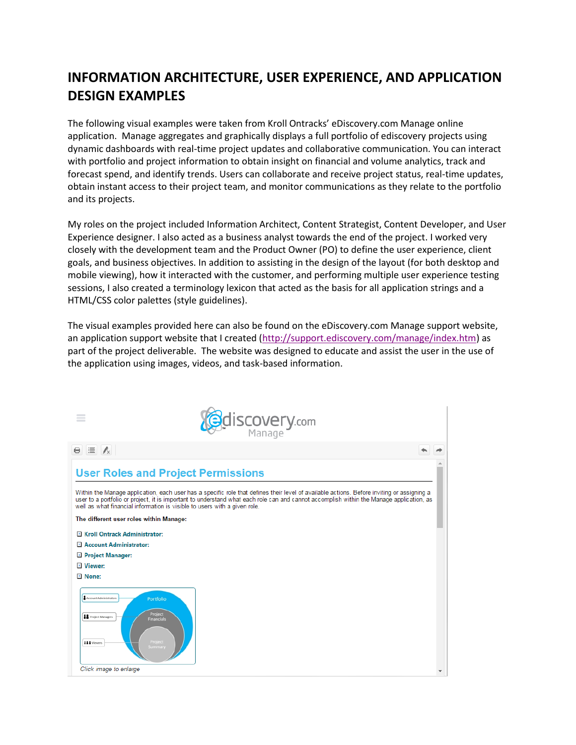# INFORMATION ARCHITECTURE, USER EXPERIENCE, AND APPLICATION DESIGN EXAMPLES

The following visual examples were taken from Kroll Ontracks' eDiscovery.com Manage online application. Manage aggregates and graphically displays a full portfolio of ediscovery projects using dynamic dashboards with real-time project updates and collaborative communication. You can interact with portfolio and project information to obtain insight on financial and volume analytics, track and forecast spend, and identify trends. Users can collaborate and receive project status, real-time updates, obtain instant access to their project team, and monitor communications as they relate to the portfolio and its projects.

My roles on the project included Information Architect, Content Strategist, Content Developer, and User Experience designer. I also acted as a business analyst towards the end of the project. I worked very closely with the development team and the Product Owner (PO) to define the user experience, client goals, and business objectives. In addition to assisting in the design of the layout (for both desktop and mobile viewing), how it interacted with the customer, and performing multiple user experience testing sessions, I also created a terminology lexicon that acted as the basis for all application strings and a HTML/CSS color palettes (style guidelines).

The visual examples provided here can also be found on the eDiscovery.com Manage support website, an application support website that I created (http://support.ediscovery.com/manage/index.htm) as part of the project deliverable. The website was designed to educate and assist the user in the use of the application using images, videos, and task-based information.

ediscovery.com Manage

## User Roles and Project Permissions

Within the Manage application, each user has a specific role that defines their level of available actions. Before inviting or assigning a user to a portfolio or project, it is important to understand what each role can and cannot accomplish within the Manage application, as well as what financial information is visible to users with a given role.

**The different user roles within Manage:**

- **Kroll Ontrack Administrator:**
- **Account Administrator:**
- **Project Manager:**
- **Viewer:**
- **None:**

Account Administrators — Portfolio
Project Managers — Project Financials
Viewers — Project Summary

*Click image to enlarge*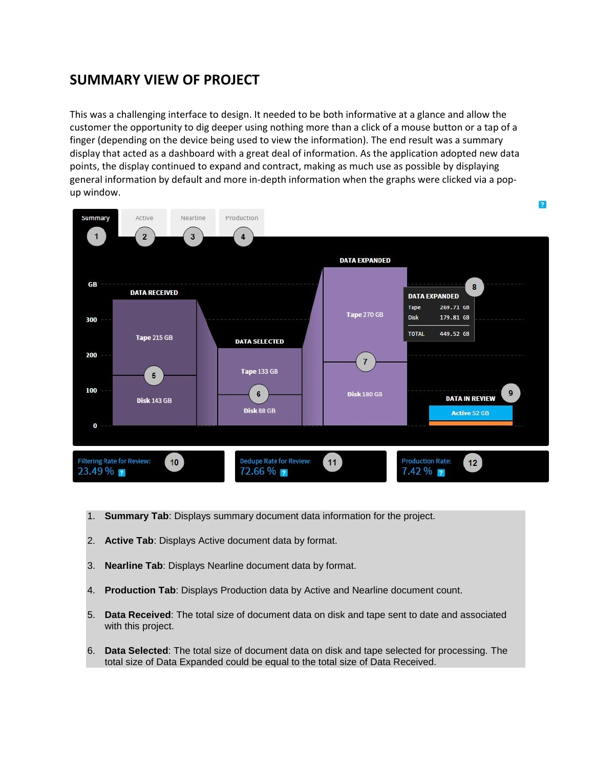# SUMMARY VIEW OF PROJECT

This was a challenging interface to design. It needed to be both informative at a glance and allow the customer the opportunity to dig deeper using nothing more than a click of a mouse button or a tap of a finger (depending on the device being used to view the information). The end result was a summary display that acted as a dashboard with a great deal of information. As the application adopted new data points, the display continued to expand and contract, making as much use as possible by displaying general information by default and more in-depth information when the graphs were clicked via a pop-up window.

1. **Summary Tab**: Displays summary document data information for the project.
2. **Active Tab**: Displays Active document data by format.
3. **Nearline Tab**: Displays Nearline document data by format.
4. **Production Tab**: Displays Production data by Active and Nearline document count.
5. **Data Received**: The total size of document data on disk and tape sent to date and associated with this project.
6. **Data Selected**: The total size of document data on disk and tape selected for processing. The total size of Data Expanded could be equal to the total size of Data Received.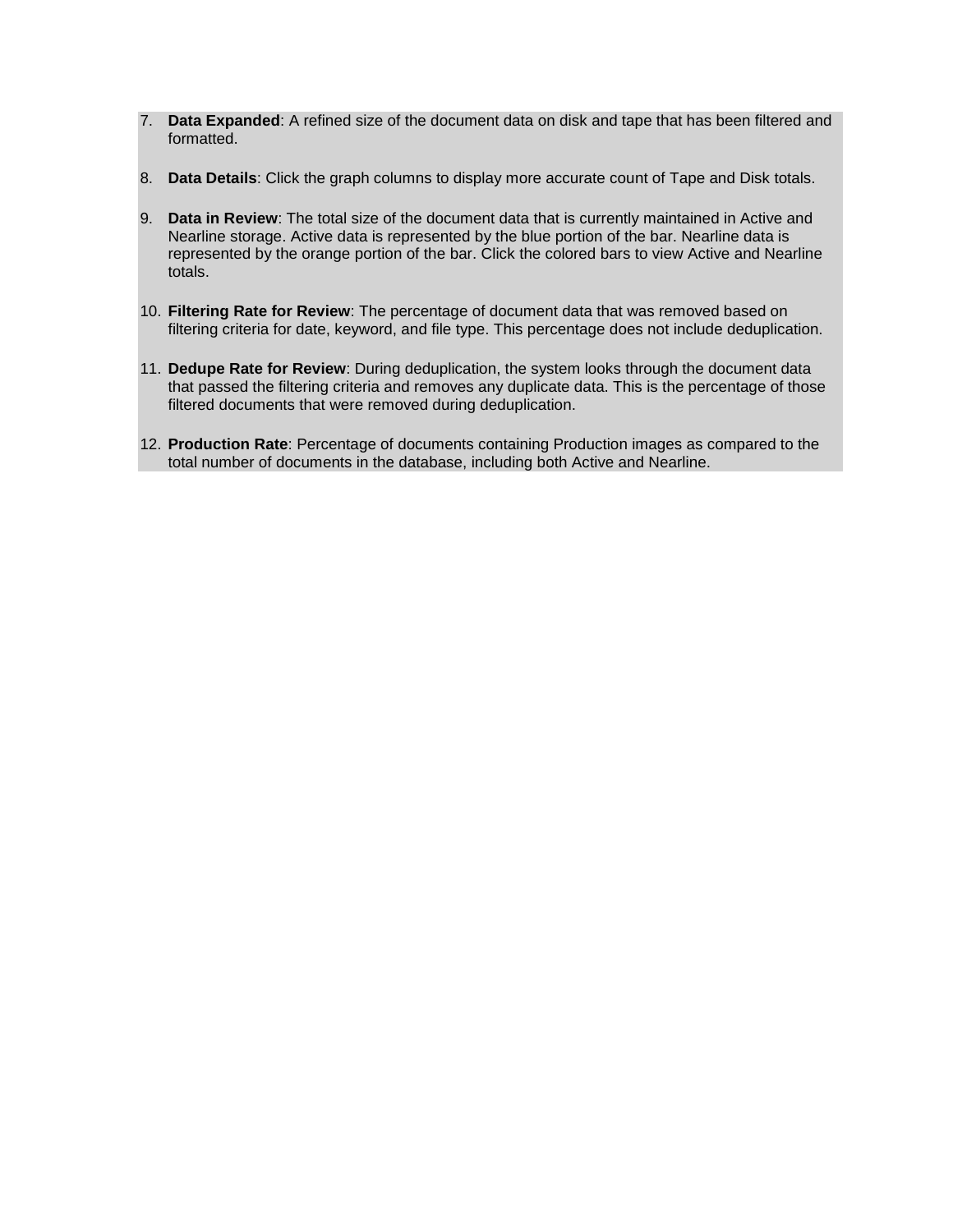7. **Data Expanded**: A refined size of the document data on disk and tape that has been filtered and formatted.

8. **Data Details**: Click the graph columns to display more accurate count of Tape and Disk totals.

9. **Data in Review**: The total size of the document data that is currently maintained in Active and Nearline storage. Active data is represented by the blue portion of the bar. Nearline data is represented by the orange portion of the bar. Click the colored bars to view Active and Nearline totals.

10. **Filtering Rate for Review**: The percentage of document data that was removed based on filtering criteria for date, keyword, and file type. This percentage does not include deduplication.

11. **Dedupe Rate for Review**: During deduplication, the system looks through the document data that passed the filtering criteria and removes any duplicate data. This is the percentage of those filtered documents that were removed during deduplication.

12. **Production Rate**: Percentage of documents containing Production images as compared to the total number of documents in the database, including both Active and Nearline.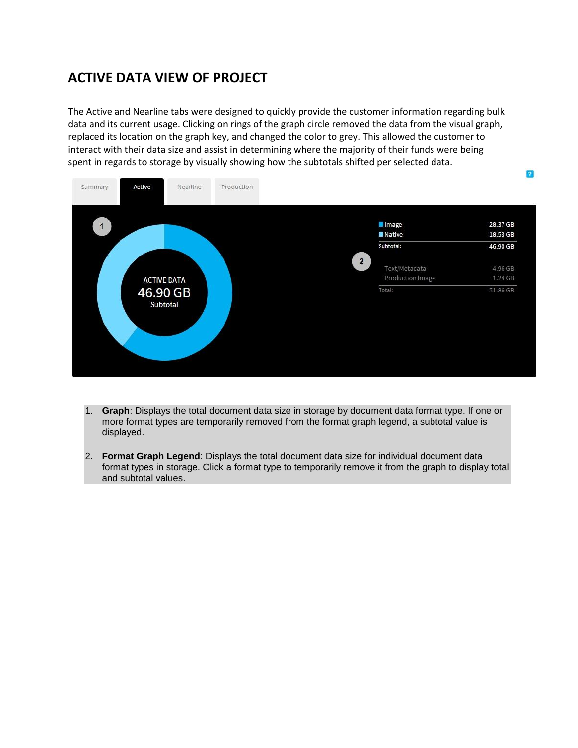# ACTIVE DATA VIEW OF PROJECT

The Active and Nearline tabs were designed to quickly provide the customer information regarding bulk data and its current usage. Clicking on rings of the graph circle removed the data from the visual graph, replaced its location on the graph key, and changed the color to grey. This allowed the customer to interact with their data size and assist in determining where the majority of their funds were being spent in regards to storage by visually showing how the subtotals shifted per selected data.

Summary | Active | Nearline | Production

1

ACTIVE DATA
46.90 GB
Subtotal

2

| | |
|---|---|
| Image | 28.37 GB |
| Native | 18.53 GB |
| Subtotal: | 46.90 GB |
| Text/Metadata | 4.96 GB |
| Production Image | 1.24 GB |
| Total: | 51.86 GB |

1. **Graph**: Displays the total document data size in storage by document data format type. If one or more format types are temporarily removed from the format graph legend, a subtotal value is displayed.

2. **Format Graph Legend**: Displays the total document data size for individual document data format types in storage. Click a format type to temporarily remove it from the graph to display total and subtotal values.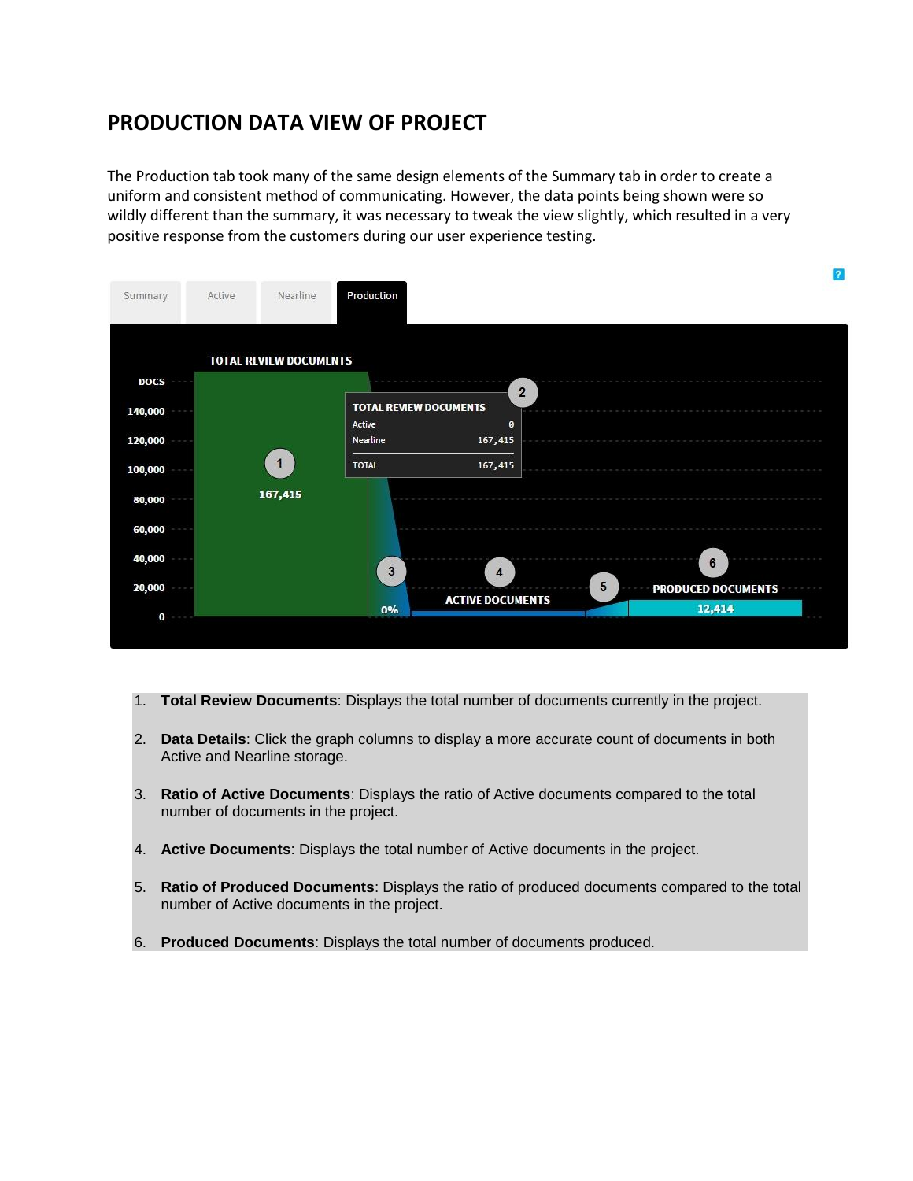# PRODUCTION DATA VIEW OF PROJECT

The Production tab took many of the same design elements of the Summary tab in order to create a uniform and consistent method of communicating. However, the data points being shown were so wildly different than the summary, it was necessary to tweak the view slightly, which resulted in a very positive response from the customers during our user experience testing.

Summary | Active | Nearline | Production

TOTAL REVIEW DOCUMENTS

DOCS

140,000
120,000
100,000
80,000
60,000
40,000
20,000
0

1 — 167,415

2 — TOTAL REVIEW DOCUMENTS

| | |
|---|---|
| Active | 0 |
| Nearline | 167,415 |
| TOTAL | 167,415 |

3 — 0%

4 — ACTIVE DOCUMENTS

5

6 — PRODUCED DOCUMENTS — 12,414

1. **Total Review Documents**: Displays the total number of documents currently in the project.
2. **Data Details**: Click the graph columns to display a more accurate count of documents in both Active and Nearline storage.
3. **Ratio of Active Documents**: Displays the ratio of Active documents compared to the total number of documents in the project.
4. **Active Documents**: Displays the total number of Active documents in the project.
5. **Ratio of Produced Documents**: Displays the ratio of produced documents compared to the total number of Active documents in the project.
6. **Produced Documents**: Displays the total number of documents produced.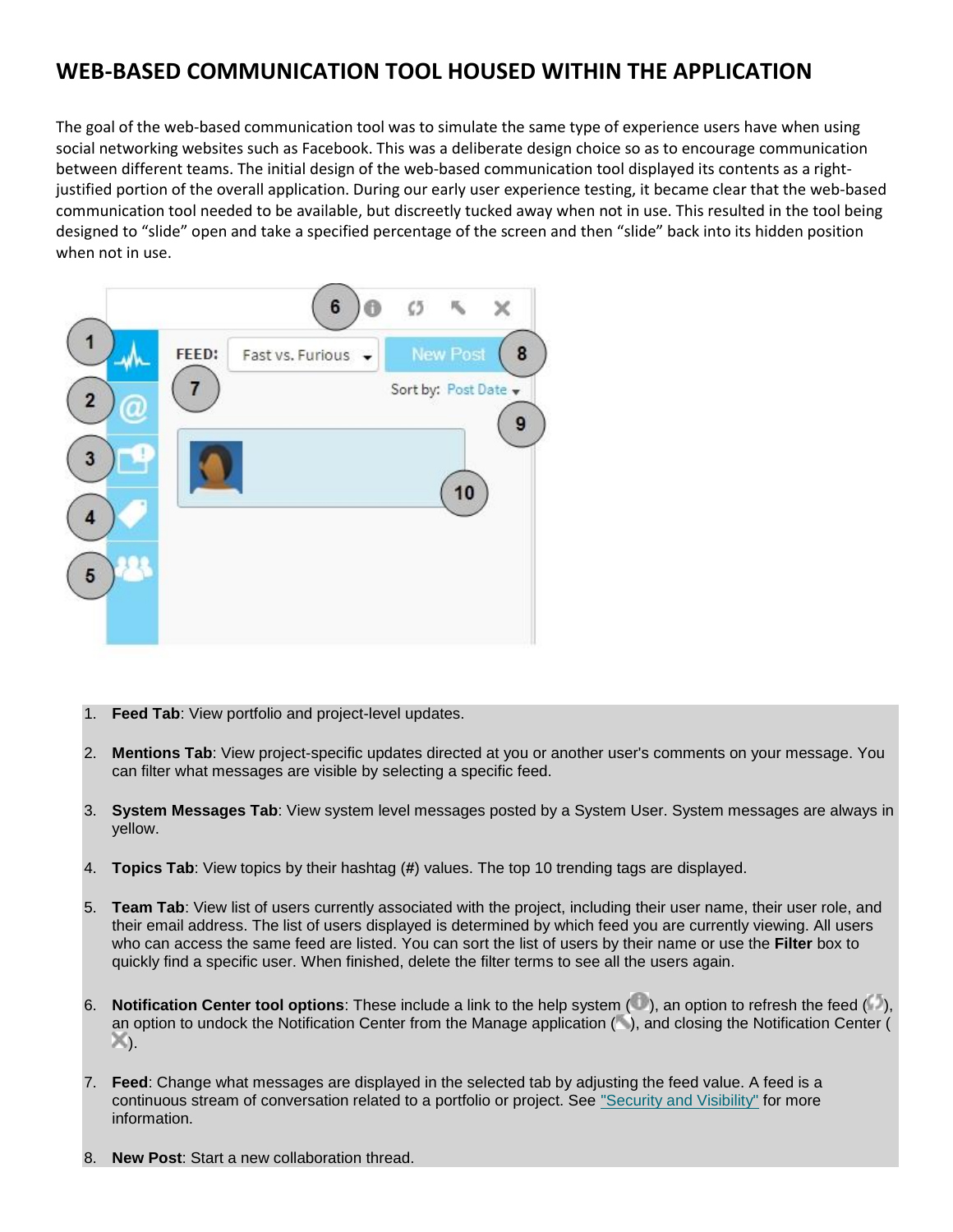## WEB-BASED COMMUNICATION TOOL HOUSED WITHIN THE APPLICATION

The goal of the web-based communication tool was to simulate the same type of experience users have when using social networking websites such as Facebook. This was a deliberate design choice so as to encourage communication between different teams. The initial design of the web-based communication tool displayed its contents as a right-justified portion of the overall application. During our early user experience testing, it became clear that the web-based communication tool needed to be available, but discreetly tucked away when not in use. This resulted in the tool being designed to "slide" open and take a specified percentage of the screen and then "slide" back into its hidden position when not in use.

1. **Feed Tab**: View portfolio and project-level updates.
2. **Mentions Tab**: View project-specific updates directed at you or another user's comments on your message. You can filter what messages are visible by selecting a specific feed.
3. **System Messages Tab**: View system level messages posted by a System User. System messages are always in yellow.
4. **Topics Tab**: View topics by their hashtag (#) values. The top 10 trending tags are displayed.
5. **Team Tab**: View list of users currently associated with the project, including their user name, their user role, and their email address. The list of users displayed is determined by which feed you are currently viewing. All users who can access the same feed are listed. You can sort the list of users by their name or use the **Filter** box to quickly find a specific user. When finished, delete the filter terms to see all the users again.
6. **Notification Center tool options**: These include a link to the help system ( ), an option to refresh the feed ( ), an option to undock the Notification Center from the Manage application ( ), and closing the Notification Center ( ).
7. **Feed**: Change what messages are displayed in the selected tab by adjusting the feed value. A feed is a continuous stream of conversation related to a portfolio or project. See "Security and Visibility" for more information.
8. **New Post**: Start a new collaboration thread.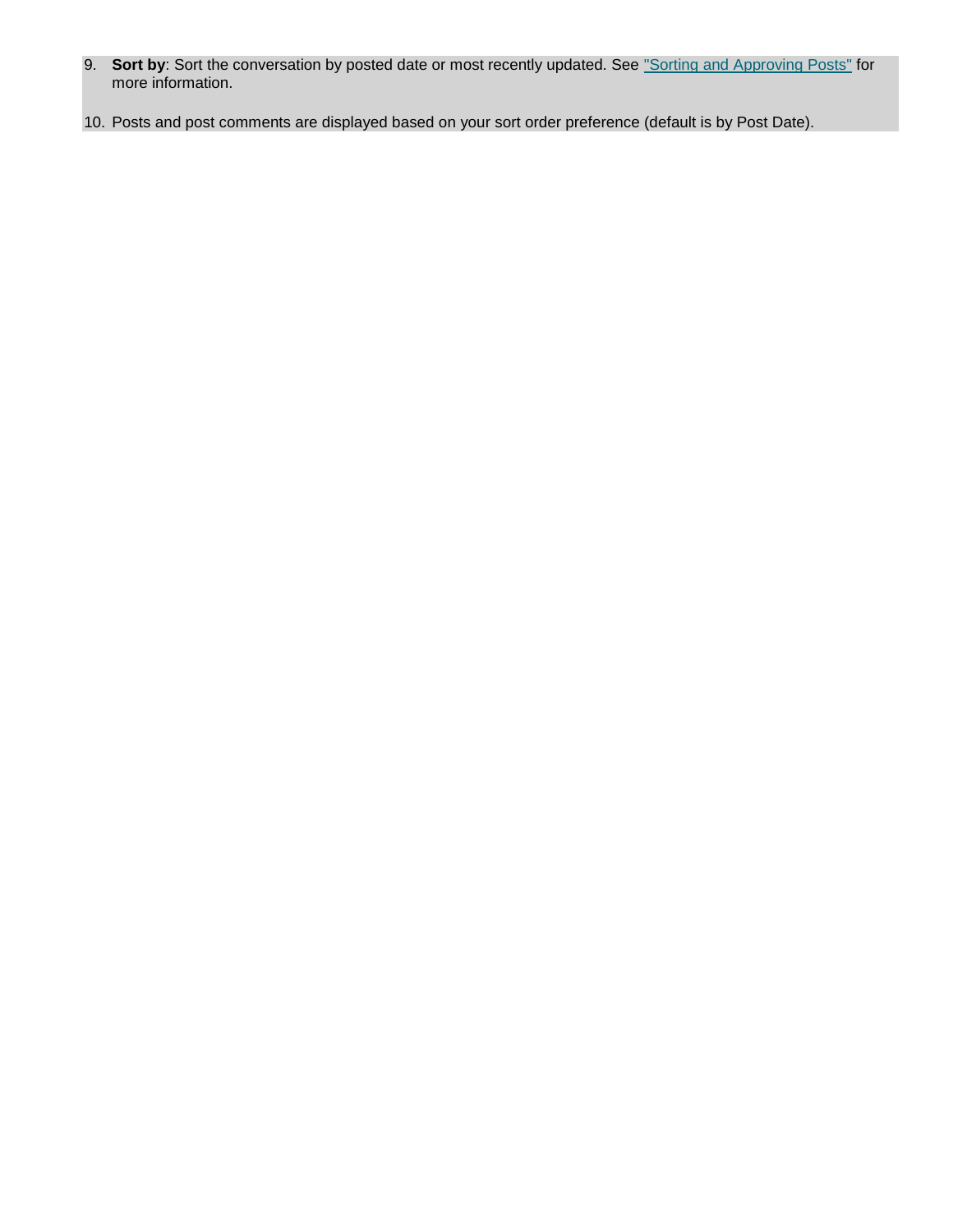9. **Sort by**: Sort the conversation by posted date or most recently updated. See "Sorting and Approving Posts" for more information.

10. Posts and post comments are displayed based on your sort order preference (default is by Post Date).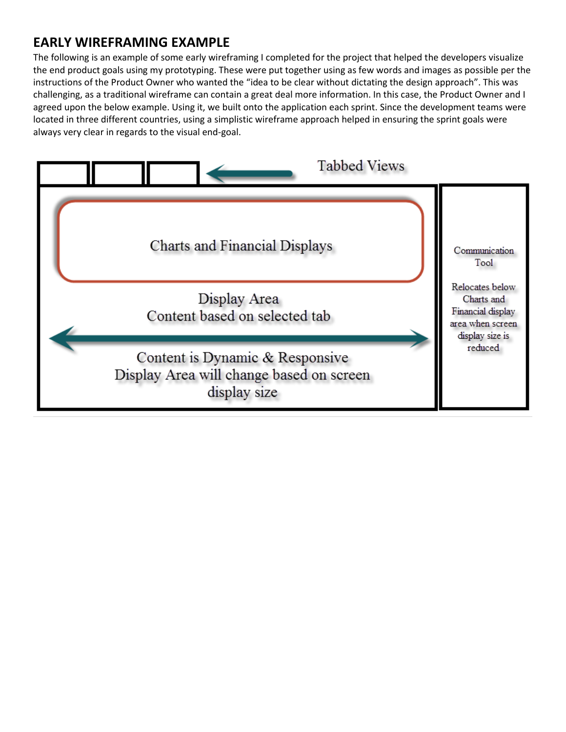## EARLY WIREFRAMING EXAMPLE

The following is an example of some early wireframing I completed for the project that helped the developers visualize the end product goals using my prototyping. These were put together using as few words and images as possible per the instructions of the Product Owner who wanted the "idea to be clear without dictating the design approach". This was challenging, as a traditional wireframe can contain a great deal more information. In this case, the Product Owner and I agreed upon the below example. Using it, we built onto the application each sprint. Since the development teams were located in three different countries, using a simplistic wireframe approach helped in ensuring the sprint goals were always very clear in regards to the visual end-goal.

Tabbed Views

Charts and Financial Displays

Display Area
Content based on selected tab

Content is Dynamic & Responsive
Display Area will change based on screen display size

Communication Tool

Relocates below Charts and Financial display area when screen display size is reduced